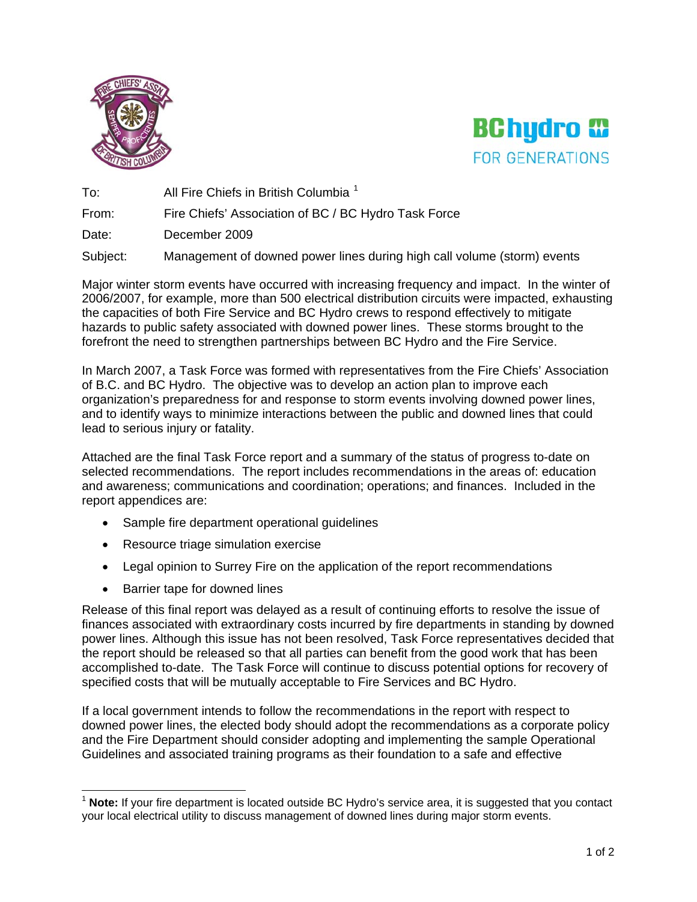| | |
|---|---|
| To: | All Fire Chiefs in British Columbia [1] |
| From: | Fire Chiefs' Association of BC / BC Hydro Task Force |
| Date: | December 2009 |
| Subject: | Management of downed power lines during high call volume (storm) events |

Major winter storm events have occurred with increasing frequency and impact. In the winter of 2006/2007, for example, more than 500 electrical distribution circuits were impacted, exhausting the capacities of both Fire Service and BC Hydro crews to respond effectively to mitigate hazards to public safety associated with downed power lines. These storms brought to the forefront the need to strengthen partnerships between BC Hydro and the Fire Service.

In March 2007, a Task Force was formed with representatives from the Fire Chiefs' Association of B.C. and BC Hydro. The objective was to develop an action plan to improve each organization's preparedness for and response to storm events involving downed power lines, and to identify ways to minimize interactions between the public and downed lines that could lead to serious injury or fatality.

Attached are the final Task Force report and a summary of the status of progress to-date on selected recommendations. The report includes recommendations in the areas of: education and awareness; communications and coordination; operations; and finances. Included in the report appendices are:

- Sample fire department operational guidelines
- Resource triage simulation exercise
- Legal opinion to Surrey Fire on the application of the report recommendations
- Barrier tape for downed lines

Release of this final report was delayed as a result of continuing efforts to resolve the issue of finances associated with extraordinary costs incurred by fire departments in standing by downed power lines. Although this issue has not been resolved, Task Force representatives decided that the report should be released so that all parties can benefit from the good work that has been accomplished to-date. The Task Force will continue to discuss potential options for recovery of specified costs that will be mutually acceptable to Fire Services and BC Hydro.

If a local government intends to follow the recommendations in the report with respect to downed power lines, the elected body should adopt the recommendations as a corporate policy and the Fire Department should consider adopting and implementing the sample Operational Guidelines and associated training programs as their foundation to a safe and effective

[1] **Note:** If your fire department is located outside BC Hydro's service area, it is suggested that you contact your local electrical utility to discuss management of downed lines during major storm events.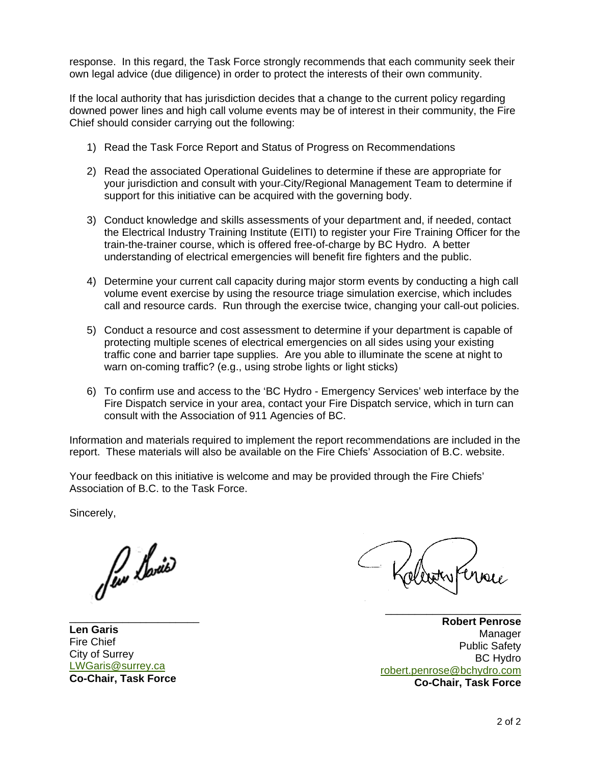response. In this regard, the Task Force strongly recommends that each community seek their own legal advice (due diligence) in order to protect the interests of their own community.

If the local authority that has jurisdiction decides that a change to the current policy regarding downed power lines and high call volume events may be of interest in their community, the Fire Chief should consider carrying out the following:

1) Read the Task Force Report and Status of Progress on Recommendations

2) Read the associated Operational Guidelines to determine if these are appropriate for your jurisdiction and consult with your City/Regional Management Team to determine if support for this initiative can be acquired with the governing body.

3) Conduct knowledge and skills assessments of your department and, if needed, contact the Electrical Industry Training Institute (EITI) to register your Fire Training Officer for the train-the-trainer course, which is offered free-of-charge by BC Hydro. A better understanding of electrical emergencies will benefit fire fighters and the public.

4) Determine your current call capacity during major storm events by conducting a high call volume event exercise by using the resource triage simulation exercise, which includes call and resource cards. Run through the exercise twice, changing your call-out policies.

5) Conduct a resource and cost assessment to determine if your department is capable of protecting multiple scenes of electrical emergencies on all sides using your existing traffic cone and barrier tape supplies. Are you able to illuminate the scene at night to warn on-coming traffic? (e.g., using strobe lights or light sticks)

6) To confirm use and access to the 'BC Hydro - Emergency Services' web interface by the Fire Dispatch service in your area, contact your Fire Dispatch service, which in turn can consult with the Association of 911 Agencies of BC.

Information and materials required to implement the report recommendations are included in the report. These materials will also be available on the Fire Chiefs' Association of B.C. website.

Your feedback on this initiative is welcome and may be provided through the Fire Chiefs' Association of B.C. to the Task Force.

Sincerely,

**Len Garis**
Fire Chief
City of Surrey
LWGaris@surrey.ca
**Co-Chair, Task Force**

**Robert Penrose**
Manager
Public Safety
BC Hydro
robert.penrose@bchydro.com
**Co-Chair, Task Force**